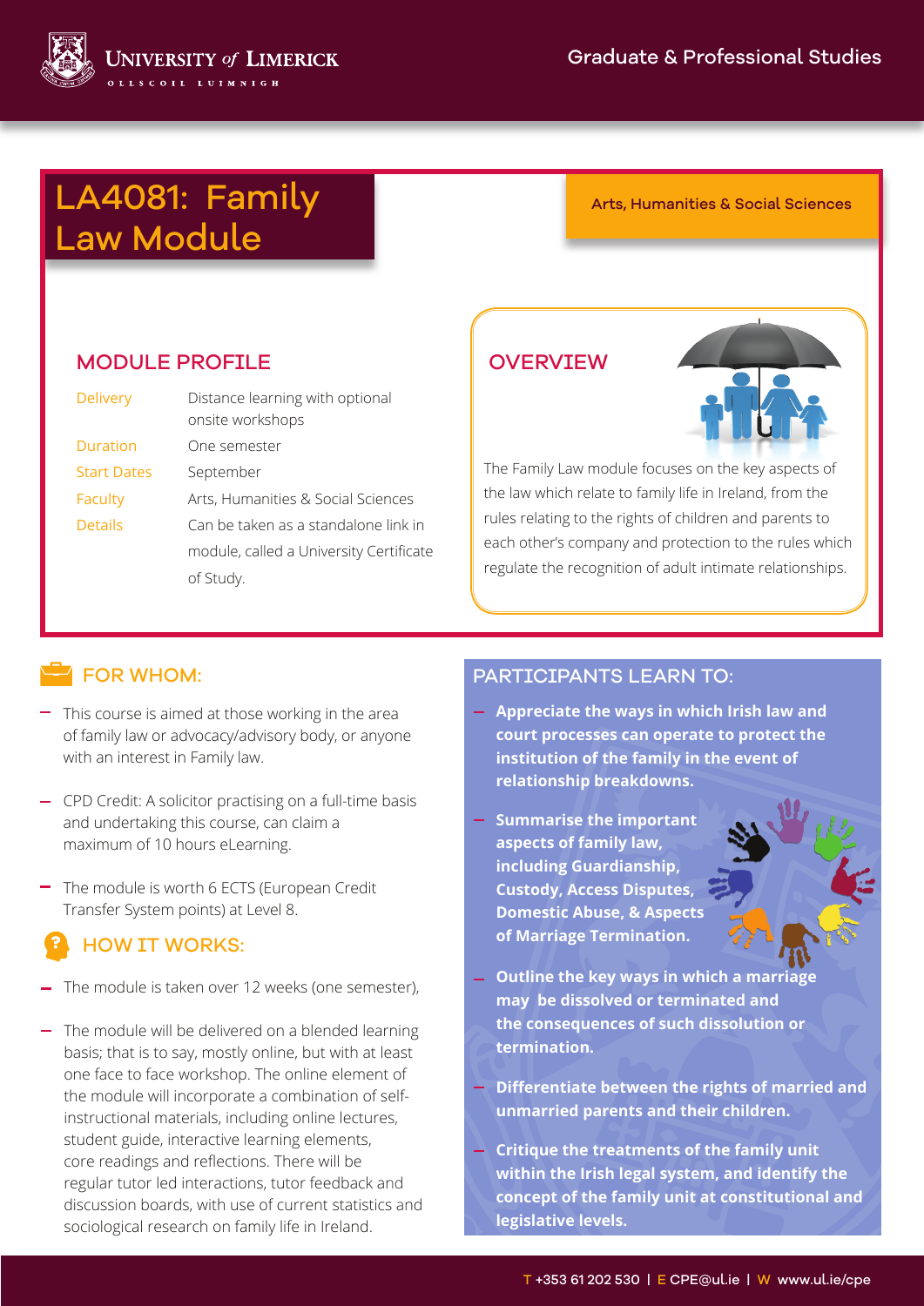# LA4081: Family Law Module

Arts, Humanities & Social Sciences

## MODULE PROFILE

| | |
|---|---|
| Delivery | Distance learning with optional onsite workshops |
| Duration | One semester |
| Start Dates | September |
| Faculty | Arts, Humanities & Social Sciences |
| Details | Can be taken as a standalone link in module, called a University Certificate of Study. |

## OVERVIEW

The Family Law module focuses on the key aspects of the law which relate to family life in Ireland, from the rules relating to the rights of children and parents to each other's company and protection to the rules which regulate the recognition of adult intimate relationships.

## FOR WHOM:

- This course is aimed at those working in the area of family law or advocacy/advisory body, or anyone with an interest in Family law.
- CPD Credit: A solicitor practising on a full-time basis and undertaking this course, can claim a maximum of 10 hours eLearning.
- The module is worth 6 ECTS (European Credit Transfer System points) at Level 8.

## HOW IT WORKS:

- The module is taken over 12 weeks (one semester),
- The module will be delivered on a blended learning basis; that is to say, mostly online, but with at least one face to face workshop. The online element of the module will incorporate a combination of self-instructional materials, including online lectures, student guide, interactive learning elements, core readings and reflections. There will be regular tutor led interactions, tutor feedback and discussion boards, with use of current statistics and sociological research on family life in Ireland.

## PARTICIPANTS LEARN TO:

- **Appreciate the ways in which Irish law and court processes can operate to protect the institution of the family in the event of relationship breakdowns.**
- **Summarise the important aspects of family law, including Guardianship, Custody, Access Disputes, Domestic Abuse, & Aspects of Marriage Termination.**
- **Outline the key ways in which a marriage may be dissolved or terminated and the consequences of such dissolution or termination.**
- **Differentiate between the rights of married and unmarried parents and their children.**
- **Critique the treatments of the family unit within the Irish legal system, and identify the concept of the family unit at constitutional and legislative levels.**

T +353 61 202 530 | E CPE@ul.ie | W www.ul.ie/cpe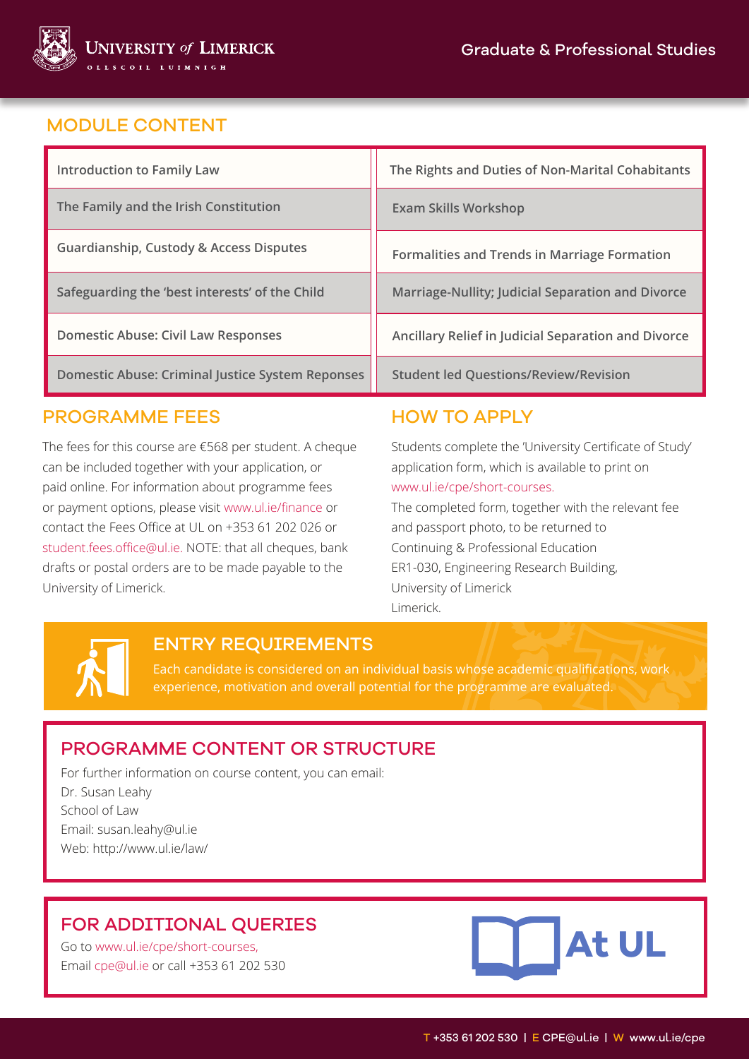## MODULE CONTENT

| | |
|---|---|
| Introduction to Family Law | The Rights and Duties of Non-Marital Cohabitants |
| The Family and the Irish Constitution | Exam Skills Workshop |
| Guardianship, Custody & Access Disputes | Formalities and Trends in Marriage Formation |
| Safeguarding the 'best interests' of the Child | Marriage-Nullity; Judicial Separation and Divorce |
| Domestic Abuse: Civil Law Responses | Ancillary Relief in Judicial Separation and Divorce |
| Domestic Abuse: Criminal Justice System Reponses | Student led Questions/Review/Revision |

## PROGRAMME FEES

The fees for this course are €568 per student. A cheque can be included together with your application, or paid online. For information about programme fees or payment options, please visit www.ul.ie/finance or contact the Fees Office at UL on +353 61 202 026 or student.fees.office@ul.ie. NOTE: that all cheques, bank drafts or postal orders are to be made payable to the University of Limerick.

## HOW TO APPLY

Students complete the 'University Certificate of Study' application form, which is available to print on www.ul.ie/cpe/short-courses.
The completed form, together with the relevant fee and passport photo, to be returned to
Continuing & Professional Education
ER1-030, Engineering Research Building,
University of Limerick
Limerick.

## ENTRY REQUIREMENTS

Each candidate is considered on an individual basis whose academic qualifications, work experience, motivation and overall potential for the programme are evaluated.

## PROGRAMME CONTENT OR STRUCTURE

For further information on course content, you can email:
Dr. Susan Leahy
School of Law
Email: susan.leahy@ul.ie
Web: http://www.ul.ie/law/

## FOR ADDITIONAL QUERIES

Go to www.ul.ie/cpe/short-courses,
Email cpe@ul.ie or call +353 61 202 530

At UL